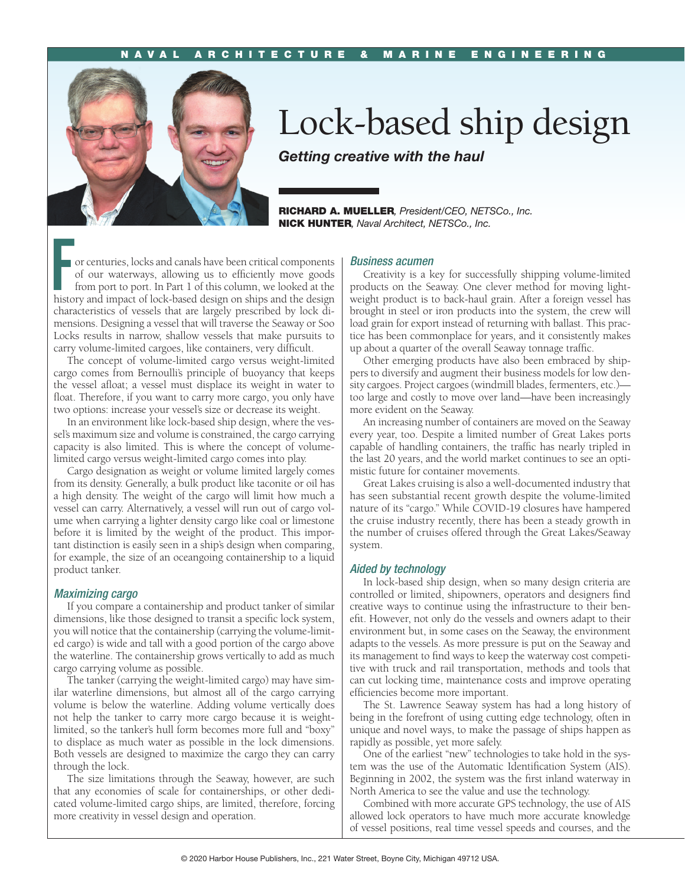# Lock-based ship design

***Getting creative with the haul***

**RICHARD A. MUELLER**, *President/CEO, NETSCo., Inc.*
**NICK HUNTER**, *Naval Architect, NETSCo., Inc.*

For centuries, locks and canals have been critical components of our waterways, allowing us to efficiently move goods from port to port. In Part 1 of this column, we looked at the history and impact of lock-based design on ships and the design characteristics of vessels that are largely prescribed by lock dimensions. Designing a vessel that will traverse the Seaway or Soo Locks results in narrow, shallow vessels that make pursuits to carry volume-limited cargoes, like containers, very difficult.

The concept of volume-limited cargo versus weight-limited cargo comes from Bernoulli's principle of buoyancy that keeps the vessel afloat; a vessel must displace its weight in water to float. Therefore, if you want to carry more cargo, you only have two options: increase your vessel's size or decrease its weight.

In an environment like lock-based ship design, where the vessel's maximum size and volume is constrained, the cargo carrying capacity is also limited. This is where the concept of volume-limited cargo versus weight-limited cargo comes into play.

Cargo designation as weight or volume limited largely comes from its density. Generally, a bulk product like taconite or oil has a high density. The weight of the cargo will limit how much a vessel can carry. Alternatively, a vessel will run out of cargo volume when carrying a lighter density cargo like coal or limestone before it is limited by the weight of the product. This important distinction is easily seen in a ship's design when comparing, for example, the size of an oceangoing containership to a liquid product tanker.

### *Maximizing cargo*

If you compare a containership and product tanker of similar dimensions, like those designed to transit a specific lock system, you will notice that the containership (carrying the volume-limited cargo) is wide and tall with a good portion of the cargo above the waterline. The containership grows vertically to add as much cargo carrying volume as possible.

The tanker (carrying the weight-limited cargo) may have similar waterline dimensions, but almost all of the cargo carrying volume is below the waterline. Adding volume vertically does not help the tanker to carry more cargo because it is weight-limited, so the tanker's hull form becomes more full and "boxy" to displace as much water as possible in the lock dimensions. Both vessels are designed to maximize the cargo they can carry through the lock.

The size limitations through the Seaway, however, are such that any economies of scale for containerships, or other dedicated volume-limited cargo ships, are limited, therefore, forcing more creativity in vessel design and operation.

### *Business acumen*

Creativity is a key for successfully shipping volume-limited products on the Seaway. One clever method for moving lightweight product is to back-haul grain. After a foreign vessel has brought in steel or iron products into the system, the crew will load grain for export instead of returning with ballast. This practice has been commonplace for years, and it consistently makes up about a quarter of the overall Seaway tonnage traffic.

Other emerging products have also been embraced by shippers to diversify and augment their business models for low density cargoes. Project cargoes (windmill blades, fermenters, etc.)—too large and costly to move over land—have been increasingly more evident on the Seaway.

An increasing number of containers are moved on the Seaway every year, too. Despite a limited number of Great Lakes ports capable of handling containers, the traffic has nearly tripled in the last 20 years, and the world market continues to see an optimistic future for container movements.

Great Lakes cruising is also a well-documented industry that has seen substantial recent growth despite the volume-limited nature of its "cargo." While COVID-19 closures have hampered the cruise industry recently, there has been a steady growth in the number of cruises offered through the Great Lakes/Seaway system.

### *Aided by technology*

In lock-based ship design, when so many design criteria are controlled or limited, shipowners, operators and designers find creative ways to continue using the infrastructure to their benefit. However, not only do the vessels and owners adapt to their environment but, in some cases on the Seaway, the environment adapts to the vessels. As more pressure is put on the Seaway and its management to find ways to keep the waterway cost competitive with truck and rail transportation, methods and tools that can cut locking time, maintenance costs and improve operating efficiencies become more important.

The St. Lawrence Seaway system has had a long history of being in the forefront of using cutting edge technology, often in unique and novel ways, to make the passage of ships happen as rapidly as possible, yet more safely.

One of the earliest "new" technologies to take hold in the system was the use of the Automatic Identification System (AIS). Beginning in 2002, the system was the first inland waterway in North America to see the value and use the technology.

Combined with more accurate GPS technology, the use of AIS allowed lock operators to have much more accurate knowledge of vessel positions, real time vessel speeds and courses, and the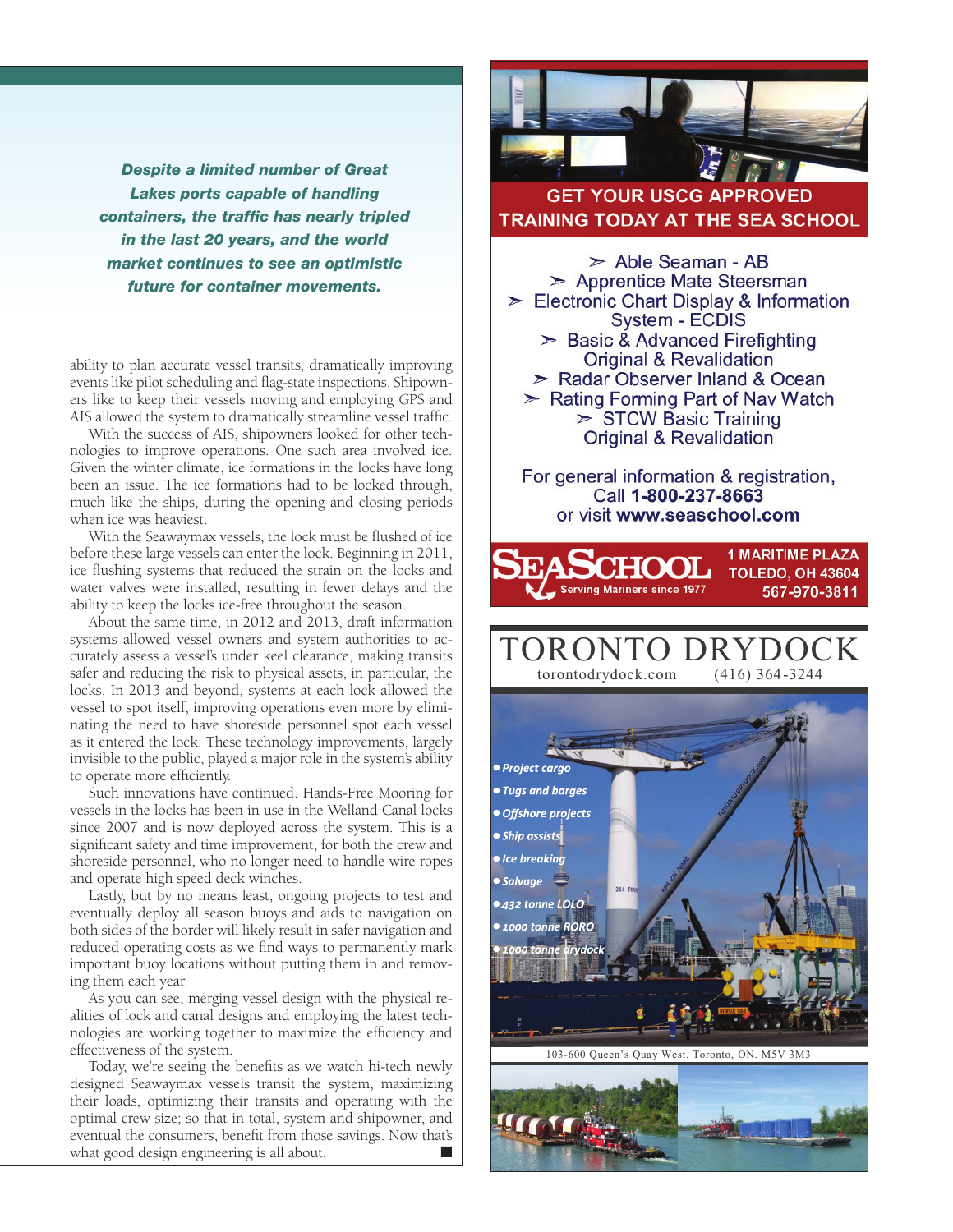***Despite a limited number of Great Lakes ports capable of handling containers, the traffic has nearly tripled in the last 20 years, and the world market continues to see an optimistic future for container movements.***

ability to plan accurate vessel transits, dramatically improving events like pilot scheduling and flag-state inspections. Shipowners like to keep their vessels moving and employing GPS and AIS allowed the system to dramatically streamline vessel traffic.

With the success of AIS, shipowners looked for other technologies to improve operations. One such area involved ice. Given the winter climate, ice formations in the locks have long been an issue. The ice formations had to be locked through, much like the ships, during the opening and closing periods when ice was heaviest.

With the Seawaymax vessels, the lock must be flushed of ice before these large vessels can enter the lock. Beginning in 2011, ice flushing systems that reduced the strain on the locks and water valves were installed, resulting in fewer delays and the ability to keep the locks ice-free throughout the season.

About the same time, in 2012 and 2013, draft information systems allowed vessel owners and system authorities to accurately assess a vessel's under keel clearance, making transits safer and reducing the risk to physical assets, in particular, the locks. In 2013 and beyond, systems at each lock allowed the vessel to spot itself, improving operations even more by eliminating the need to have shoreside personnel spot each vessel as it entered the lock. These technology improvements, largely invisible to the public, played a major role in the system's ability to operate more efficiently.

Such innovations have continued. Hands-Free Mooring for vessels in the locks has been in use in the Welland Canal locks since 2007 and is now deployed across the system. This is a significant safety and time improvement, for both the crew and shoreside personnel, who no longer need to handle wire ropes and operate high speed deck winches.

Lastly, but by no means least, ongoing projects to test and eventually deploy all season buoys and aids to navigation on both sides of the border will likely result in safer navigation and reduced operating costs as we find ways to permanently mark important buoy locations without putting them in and removing them each year.

As you can see, merging vessel design with the physical realities of lock and canal designs and employing the latest technologies are working together to maximize the efficiency and effectiveness of the system.

Today, we're seeing the benefits as we watch hi-tech newly designed Seawaymax vessels transit the system, maximizing their loads, optimizing their transits and operating with the optimal crew size; so that in total, system and shipowner, and eventual the consumers, benefit from those savings. Now that's what good design engineering is all about. ■

**GET YOUR USCG APPROVED TRAINING TODAY AT THE SEA SCHOOL**

- Able Seaman - AB
- Apprentice Mate Steersman
- Electronic Chart Display & Information System - ECDIS
- Basic & Advanced Firefighting Original & Revalidation
- Radar Observer Inland & Ocean
- Rating Forming Part of Nav Watch
- STCW Basic Training Original & Revalidation

For general information & registration, Call **1-800-237-8663** or visit **www.seaschool.com**

SEASCHOOL
Serving Mariners since 1977

**1 MARITIME PLAZA**
**TOLEDO, OH 43604**
**567-970-3811**

TORONTO DRYDOCK
torontodrydock.com (416) 364-3244

- *Project cargo*
- *Tugs and barges*
- *Offshore projects*
- *Ship assists*
- *Ice breaking*
- *Salvage*
- *432 tonne LOLO*
- *1000 tonne RORO*
- *1000 tonne drydock*

103-600 Queen's Quay West. Toronto, ON. M5V 3M3